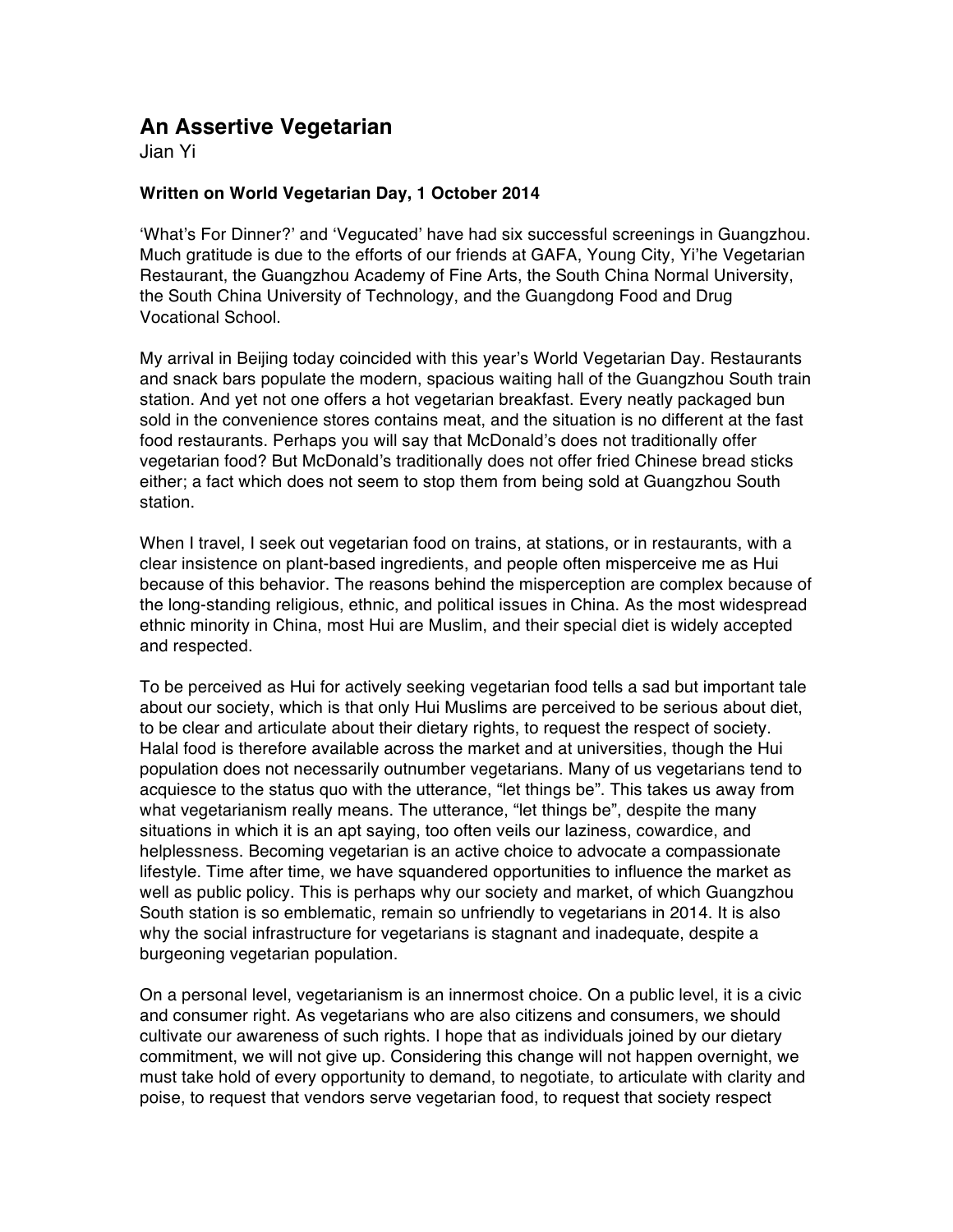# An Assertive Vegetarian

Jian Yi

**Written on World Vegetarian Day, 1 October 2014**

'What's For Dinner?' and 'Vegucated' have had six successful screenings in Guangzhou. Much gratitude is due to the efforts of our friends at GAFA, Young City, Yi'he Vegetarian Restaurant, the Guangzhou Academy of Fine Arts, the South China Normal University, the South China University of Technology, and the Guangdong Food and Drug Vocational School.

My arrival in Beijing today coincided with this year's World Vegetarian Day. Restaurants and snack bars populate the modern, spacious waiting hall of the Guangzhou South train station. And yet not one offers a hot vegetarian breakfast. Every neatly packaged bun sold in the convenience stores contains meat, and the situation is no different at the fast food restaurants. Perhaps you will say that McDonald's does not traditionally offer vegetarian food? But McDonald's traditionally does not offer fried Chinese bread sticks either; a fact which does not seem to stop them from being sold at Guangzhou South station.

When I travel, I seek out vegetarian food on trains, at stations, or in restaurants, with a clear insistence on plant-based ingredients, and people often misperceive me as Hui because of this behavior. The reasons behind the misperception are complex because of the long-standing religious, ethnic, and political issues in China. As the most widespread ethnic minority in China, most Hui are Muslim, and their special diet is widely accepted and respected.

To be perceived as Hui for actively seeking vegetarian food tells a sad but important tale about our society, which is that only Hui Muslims are perceived to be serious about diet, to be clear and articulate about their dietary rights, to request the respect of society. Halal food is therefore available across the market and at universities, though the Hui population does not necessarily outnumber vegetarians. Many of us vegetarians tend to acquiesce to the status quo with the utterance, "let things be". This takes us away from what vegetarianism really means. The utterance, "let things be", despite the many situations in which it is an apt saying, too often veils our laziness, cowardice, and helplessness. Becoming vegetarian is an active choice to advocate a compassionate lifestyle. Time after time, we have squandered opportunities to influence the market as well as public policy. This is perhaps why our society and market, of which Guangzhou South station is so emblematic, remain so unfriendly to vegetarians in 2014. It is also why the social infrastructure for vegetarians is stagnant and inadequate, despite a burgeoning vegetarian population.

On a personal level, vegetarianism is an innermost choice. On a public level, it is a civic and consumer right. As vegetarians who are also citizens and consumers, we should cultivate our awareness of such rights. I hope that as individuals joined by our dietary commitment, we will not give up. Considering this change will not happen overnight, we must take hold of every opportunity to demand, to negotiate, to articulate with clarity and poise, to request that vendors serve vegetarian food, to request that society respect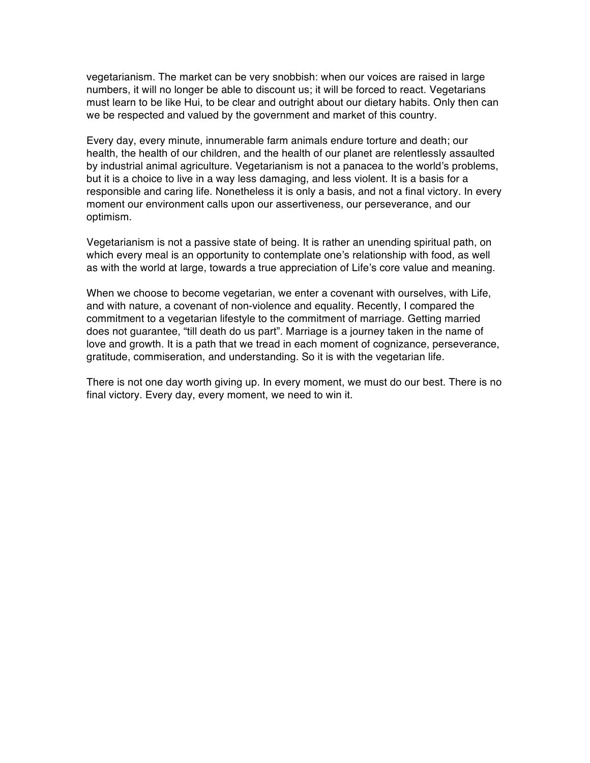vegetarianism. The market can be very snobbish: when our voices are raised in large numbers, it will no longer be able to discount us; it will be forced to react. Vegetarians must learn to be like Hui, to be clear and outright about our dietary habits. Only then can we be respected and valued by the government and market of this country.

Every day, every minute, innumerable farm animals endure torture and death; our health, the health of our children, and the health of our planet are relentlessly assaulted by industrial animal agriculture. Vegetarianism is not a panacea to the world's problems, but it is a choice to live in a way less damaging, and less violent. It is a basis for a responsible and caring life. Nonetheless it is only a basis, and not a final victory. In every moment our environment calls upon our assertiveness, our perseverance, and our optimism.

Vegetarianism is not a passive state of being. It is rather an unending spiritual path, on which every meal is an opportunity to contemplate one's relationship with food, as well as with the world at large, towards a true appreciation of Life's core value and meaning.

When we choose to become vegetarian, we enter a covenant with ourselves, with Life, and with nature, a covenant of non-violence and equality. Recently, I compared the commitment to a vegetarian lifestyle to the commitment of marriage. Getting married does not guarantee, "till death do us part". Marriage is a journey taken in the name of love and growth. It is a path that we tread in each moment of cognizance, perseverance, gratitude, commiseration, and understanding. So it is with the vegetarian life.

There is not one day worth giving up. In every moment, we must do our best. There is no final victory. Every day, every moment, we need to win it.